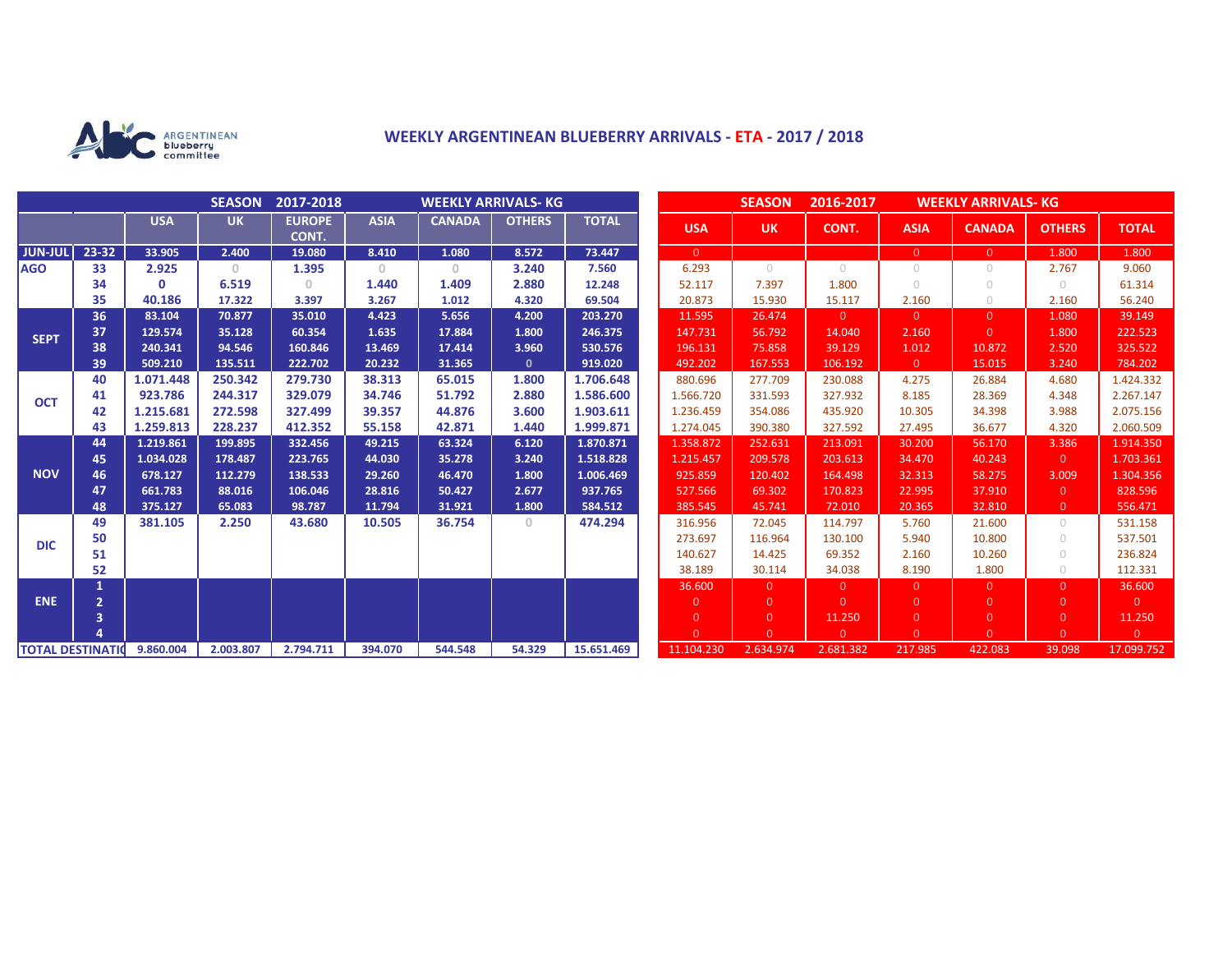ARGENTINEAN blueberry committee

## WEEKLY ARGENTINEAN BLUEBERRY ARRIVALS - ETA - 2017 / 2018

| | | SEASON 2017-2018 WEEKLY ARRIVALS- KG | | | | | | |
|---|---|---|---|---|---|---|---|---|
| | | USA | UK | EUROPE CONT. | ASIA | CANADA | OTHERS | TOTAL |
| JUN-JUL | 23-32 | 33.905 | 2.400 | 19.080 | 8.410 | 1.080 | 8.572 | 73.447 |
| AGO | 33 | 2.925 | 0 | 1.395 | 0 | 0 | 3.240 | 7.560 |
| | 34 | 0 | 6.519 | 0 | 1.440 | 1.409 | 2.880 | 12.248 |
| | 35 | 40.186 | 17.322 | 3.397 | 3.267 | 1.012 | 4.320 | 69.504 |
| SEPT | 36 | 83.104 | 70.877 | 35.010 | 4.423 | 5.656 | 4.200 | 203.270 |
| | 37 | 129.574 | 35.128 | 60.354 | 1.635 | 17.884 | 1.800 | 246.375 |
| | 38 | 240.341 | 94.546 | 160.846 | 13.469 | 17.414 | 3.960 | 530.576 |
| | 39 | 509.210 | 135.511 | 222.702 | 20.232 | 31.365 | 0 | 919.020 |
| OCT | 40 | 1.071.448 | 250.342 | 279.730 | 38.313 | 65.015 | 1.800 | 1.706.648 |
| | 41 | 923.786 | 244.317 | 329.079 | 34.746 | 51.792 | 2.880 | 1.586.600 |
| | 42 | 1.215.681 | 272.598 | 327.499 | 39.357 | 44.876 | 3.600 | 1.903.611 |
| | 43 | 1.259.813 | 228.237 | 412.352 | 55.158 | 42.871 | 1.440 | 1.999.871 |
| NOV | 44 | 1.219.861 | 199.895 | 332.456 | 49.215 | 63.324 | 6.120 | 1.870.871 |
| | 45 | 1.034.028 | 178.487 | 223.765 | 44.030 | 35.278 | 3.240 | 1.518.828 |
| | 46 | 678.127 | 112.279 | 138.533 | 29.260 | 46.470 | 1.800 | 1.006.469 |
| | 47 | 661.783 | 88.016 | 106.046 | 28.816 | 50.427 | 2.677 | 937.765 |
| | 48 | 375.127 | 65.083 | 98.787 | 11.794 | 31.921 | 1.800 | 584.512 |
| DIC | 49 | 381.105 | 2.250 | 43.680 | 10.505 | 36.754 | 0 | 474.294 |
| | 50 | | | | | | | |
| | 51 | | | | | | | |
| | 52 | | | | | | | |
| ENE | 1 | | | | | | | |
| | 2 | | | | | | | |
| | 3 | | | | | | | |
| | 4 | | | | | | | |
| TOTAL DESTINATIO | | 9.860.004 | 2.003.807 | 2.794.711 | 394.070 | 544.548 | 54.329 | 15.651.469 |

| SEASON 2016-2017 WEEKLY ARRIVALS- KG | | | | | | |
|---|---|---|---|---|---|---|
| USA | UK | CONT. | ASIA | CANADA | OTHERS | TOTAL |
| 0 | | | 0 | 0 | 1.800 | 1.800 |
| 6.293 | 0 | 0 | 0 | 0 | 2.767 | 9.060 |
| 52.117 | 7.397 | 1.800 | 0 | 0 | 0 | 61.314 |
| 20.873 | 15.930 | 15.117 | 2.160 | 0 | 2.160 | 56.240 |
| 11.595 | 26.474 | 0 | 0 | 0 | 1.080 | 39.149 |
| 147.731 | 56.792 | 14.040 | 2.160 | 0 | 1.800 | 222.523 |
| 196.131 | 75.858 | 39.129 | 1.012 | 10.872 | 2.520 | 325.522 |
| 492.202 | 167.553 | 106.192 | 0 | 15.015 | 3.240 | 784.202 |
| 880.696 | 277.709 | 230.088 | 4.275 | 26.884 | 4.680 | 1.424.332 |
| 1.566.720 | 331.593 | 327.932 | 8.185 | 28.369 | 4.348 | 2.267.147 |
| 1.236.459 | 354.086 | 435.920 | 10.305 | 34.398 | 3.988 | 2.075.156 |
| 1.274.045 | 390.380 | 327.592 | 27.495 | 36.677 | 4.320 | 2.060.509 |
| 1.358.872 | 252.631 | 213.091 | 30.200 | 56.170 | 3.386 | 1.914.350 |
| 1.215.457 | 209.578 | 203.613 | 34.470 | 40.243 | 0 | 1.703.361 |
| 925.859 | 120.402 | 164.498 | 32.313 | 58.275 | 3.009 | 1.304.356 |
| 527.566 | 69.302 | 170.823 | 22.995 | 37.910 | 0 | 828.596 |
| 385.545 | 45.741 | 72.010 | 20.365 | 32.810 | 0 | 556.471 |
| 316.956 | 72.045 | 114.797 | 5.760 | 21.600 | 0 | 531.158 |
| 273.697 | 116.964 | 130.100 | 5.940 | 10.800 | 0 | 537.501 |
| 140.627 | 14.425 | 69.352 | 2.160 | 10.260 | 0 | 236.824 |
| 38.189 | 30.114 | 34.038 | 8.190 | 1.800 | 0 | 112.331 |
| 36.600 | 0 | 0 | 0 | 0 | 0 | 36.600 |
| 0 | 0 | 0 | 0 | 0 | 0 | 0 |
| 0 | 0 | 11.250 | 0 | 0 | 0 | 11.250 |
| 0 | 0 | 0 | 0 | 0 | 0 | 0 |
| 11.104.230 | 2.634.974 | 2.681.382 | 217.985 | 422.083 | 39.098 | 17.099.752 |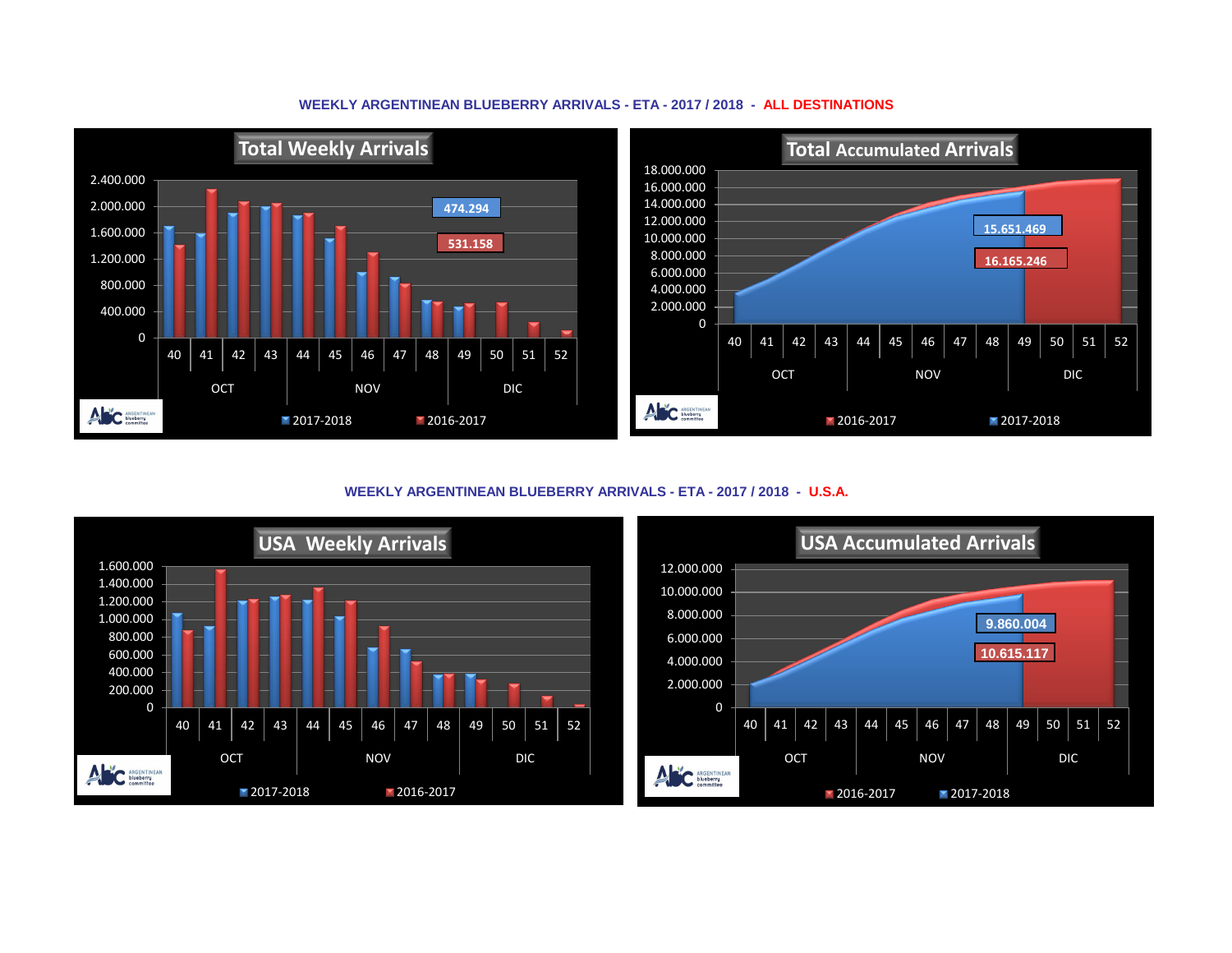## WEEKLY ARGENTINEAN BLUEBERRY ARRIVALS - ETA - 2017 / 2018 - ALL DESTINATIONS

**Total Weekly Arrivals**

474.294

531.158

2017-2018 | 2016-2017

**Total Accumulated Arrivals**

15.651.469

16.165.246

2016-2017 | 2017-2018

## WEEKLY ARGENTINEAN BLUEBERRY ARRIVALS - ETA - 2017 / 2018 - U.S.A.

**USA Weekly Arrivals**

2017-2018 | 2016-2017

**USA Accumulated Arrivals**

9.860.004

10.615.117

2016-2017 | 2017-2018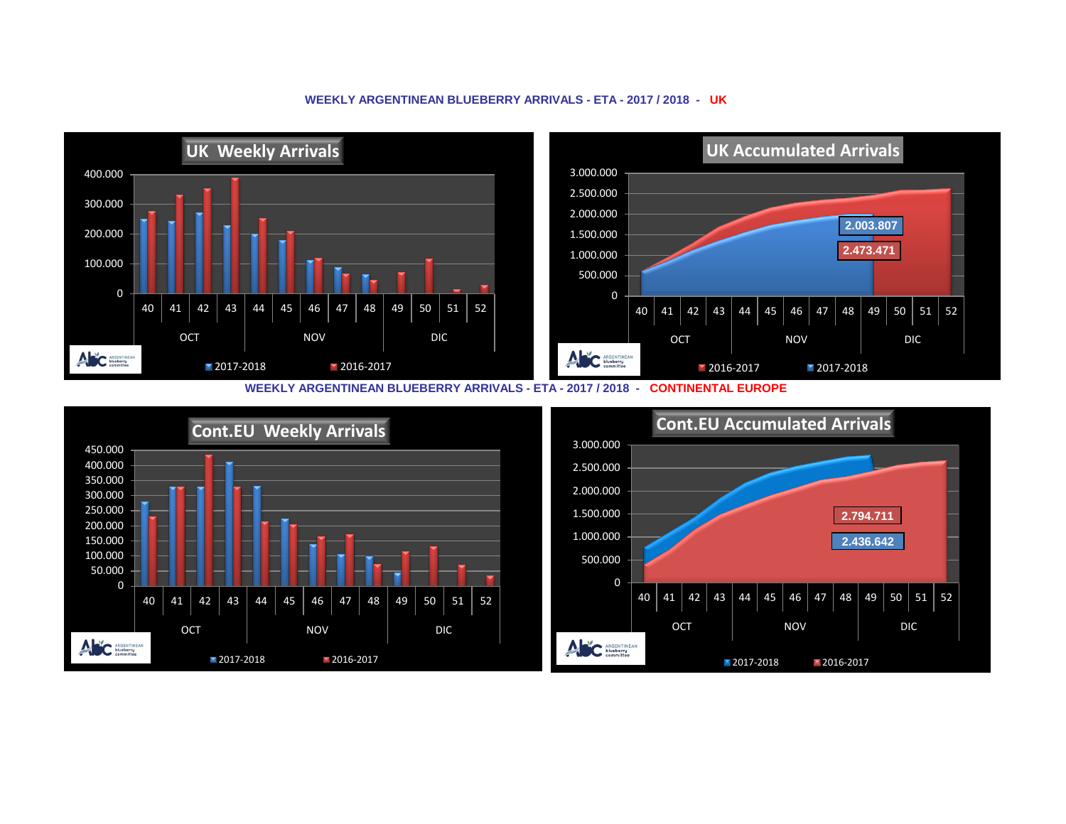WEEKLY ARGENTINEAN BLUEBERRY ARRIVALS - ETA - 2017 / 2018 - UK

UK Weekly Arrivals

400.000
300.000
200.000
100.000
0

40 41 42 43 44 45 46 47 48 49 50 51 52

OCT NOV DIC

2017-2018 2016-2017

UK Accumulated Arrivals

3.000.000
2.500.000
2.000.000
1.500.000
1.000.000
500.000
0

2.003.807

2.473.471

40 41 42 43 44 45 46 47 48 49 50 51 52

OCT NOV DIC

2016-2017 2017-2018

WEEKLY ARGENTINEAN BLUEBERRY ARRIVALS - ETA - 2017 / 2018 - CONTINENTAL EUROPE

Cont.EU Weekly Arrivals

450.000
400.000
350.000
300.000
250.000
200.000
150.000
100.000
50.000
0

40 41 42 43 44 45 46 47 48 49 50 51 52

OCT NOV DIC

2017-2018 2016-2017

Cont.EU Accumulated Arrivals

3.000.000
2.500.000
2.000.000
1.500.000
1.000.000
500.000
0

2.794.711

2.436.642

40 41 42 43 44 45 46 47 48 49 50 51 52

OCT NOV DIC

2017-2018 2016-2017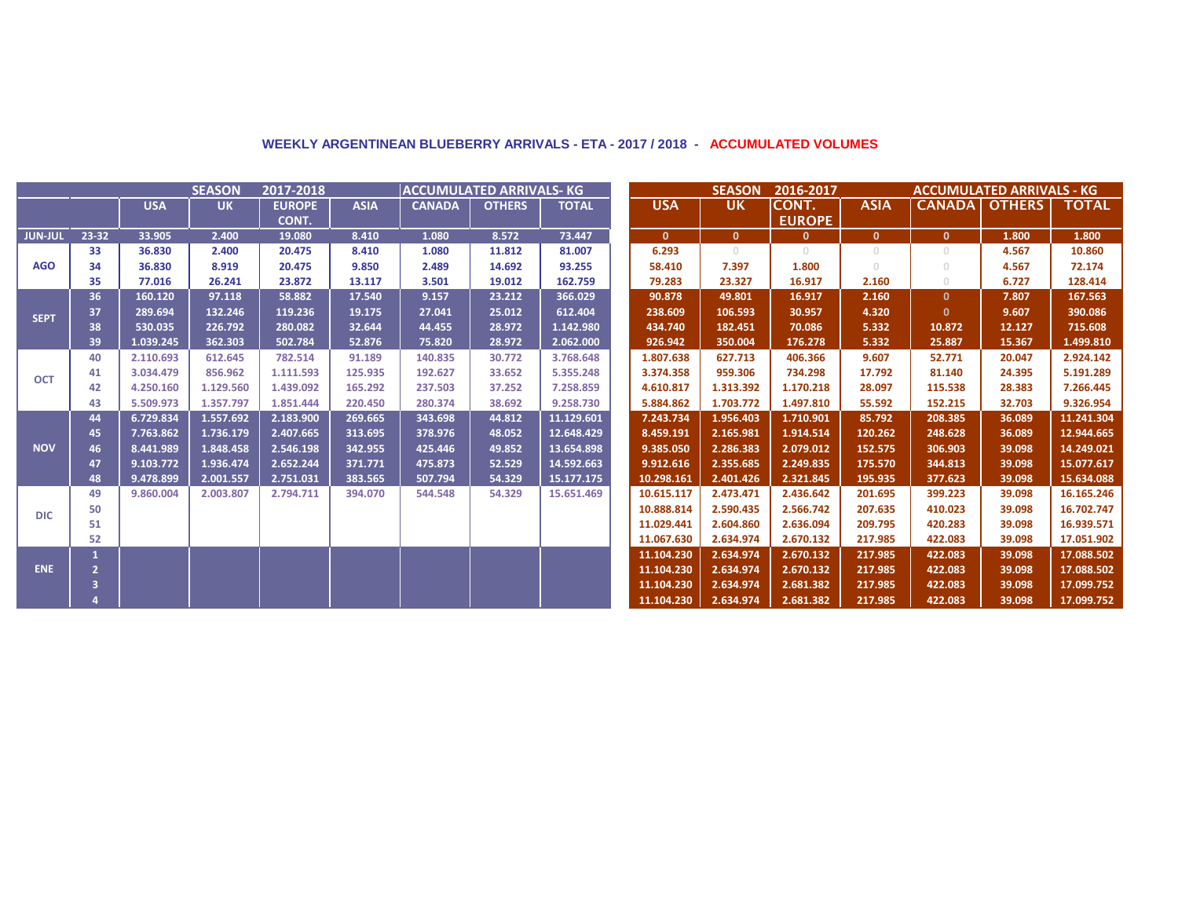### WEEKLY ARGENTINEAN BLUEBERRY ARRIVALS - ETA - 2017 / 2018 - ACCUMULATED VOLUMES

| | | SEASON 2017-2018 | | | | ACCUMULATED ARRIVALS- KG | | | SEASON 2016-2017 | | | | ACCUMULATED ARRIVALS - KG | | |
|---|---|---|---|---|---|---|---|---|---|---|---|---|---|---|---|
| | | USA | UK | EUROPE CONT. | ASIA | CANADA | OTHERS | TOTAL | USA | UK | CONT. EUROPE | ASIA | CANADA | OTHERS | TOTAL |
| JUN-JUL | 23-32 | 33.905 | 2.400 | 19.080 | 8.410 | 1.080 | 8.572 | 73.447 | 0 | 0 | 0 | 0 | 0 | 1.800 | 1.800 |
| AGO | 33 | 36.830 | 2.400 | 20.475 | 8.410 | 1.080 | 11.812 | 81.007 | 6.293 | 0 | 0 | 0 | 0 | 4.567 | 10.860 |
| | 34 | 36.830 | 8.919 | 20.475 | 9.850 | 2.489 | 14.692 | 93.255 | 58.410 | 7.397 | 1.800 | 0 | 0 | 4.567 | 72.174 |
| | 35 | 77.016 | 26.241 | 23.872 | 13.117 | 3.501 | 19.012 | 162.759 | 79.283 | 23.327 | 16.917 | 2.160 | 0 | 6.727 | 128.414 |
| SEPT | 36 | 160.120 | 97.118 | 58.882 | 17.540 | 9.157 | 23.212 | 366.029 | 90.878 | 49.801 | 16.917 | 2.160 | 0 | 7.807 | 167.563 |
| | 37 | 289.694 | 132.246 | 119.236 | 19.175 | 27.041 | 25.012 | 612.404 | 238.609 | 106.593 | 30.957 | 4.320 | 0 | 9.607 | 390.086 |
| | 38 | 530.035 | 226.792 | 280.082 | 32.644 | 44.455 | 28.972 | 1.142.980 | 434.740 | 182.451 | 70.086 | 5.332 | 10.872 | 12.127 | 715.608 |
| | 39 | 1.039.245 | 362.303 | 502.784 | 52.876 | 75.820 | 28.972 | 2.062.000 | 926.942 | 350.004 | 176.278 | 5.332 | 25.887 | 15.367 | 1.499.810 |
| OCT | 40 | 2.110.693 | 612.645 | 782.514 | 91.189 | 140.835 | 30.772 | 3.768.648 | 1.807.638 | 627.713 | 406.366 | 9.607 | 52.771 | 20.047 | 2.924.142 |
| | 41 | 3.034.479 | 856.962 | 1.111.593 | 125.935 | 192.627 | 33.652 | 5.355.248 | 3.374.358 | 959.306 | 734.298 | 17.792 | 81.140 | 24.395 | 5.191.289 |
| | 42 | 4.250.160 | 1.129.560 | 1.439.092 | 165.292 | 237.503 | 37.252 | 7.258.859 | 4.610.817 | 1.313.392 | 1.170.218 | 28.097 | 115.538 | 28.383 | 7.266.445 |
| | 43 | 5.509.973 | 1.357.797 | 1.851.444 | 220.450 | 280.374 | 38.692 | 9.258.730 | 5.884.862 | 1.703.772 | 1.497.810 | 55.592 | 152.215 | 32.703 | 9.326.954 |
| NOV | 44 | 6.729.834 | 1.557.692 | 2.183.900 | 269.665 | 343.698 | 44.812 | 11.129.601 | 7.243.734 | 1.956.403 | 1.710.901 | 85.792 | 208.385 | 36.089 | 11.241.304 |
| | 45 | 7.763.862 | 1.736.179 | 2.407.665 | 313.695 | 378.976 | 48.052 | 12.648.429 | 8.459.191 | 2.165.981 | 1.914.514 | 120.262 | 248.628 | 36.089 | 12.944.665 |
| | 46 | 8.441.989 | 1.848.458 | 2.546.198 | 342.955 | 425.446 | 49.852 | 13.654.898 | 9.385.050 | 2.286.383 | 2.079.012 | 152.575 | 306.903 | 39.098 | 14.249.021 |
| | 47 | 9.103.772 | 1.936.474 | 2.652.244 | 371.771 | 475.873 | 52.529 | 14.592.663 | 9.912.616 | 2.355.685 | 2.249.835 | 175.570 | 344.813 | 39.098 | 15.077.617 |
| | 48 | 9.478.899 | 2.001.557 | 2.751.031 | 383.565 | 507.794 | 54.329 | 15.177.175 | 10.298.161 | 2.401.426 | 2.321.845 | 195.935 | 377.623 | 39.098 | 15.634.088 |
| DIC | 49 | 9.860.004 | 2.003.807 | 2.794.711 | 394.070 | 544.548 | 54.329 | 15.651.469 | 10.615.117 | 2.473.471 | 2.436.642 | 201.695 | 399.223 | 39.098 | 16.165.246 |
| | 50 | | | | | | | | 10.888.814 | 2.590.435 | 2.566.742 | 207.635 | 410.023 | 39.098 | 16.702.747 |
| | 51 | | | | | | | | 11.029.441 | 2.604.860 | 2.636.094 | 209.795 | 420.283 | 39.098 | 16.939.571 |
| | 52 | | | | | | | | 11.067.630 | 2.634.974 | 2.670.132 | 217.985 | 422.083 | 39.098 | 17.051.902 |
| ENE | 1 | | | | | | | | 11.104.230 | 2.634.974 | 2.670.132 | 217.985 | 422.083 | 39.098 | 17.088.502 |
| | 2 | | | | | | | | 11.104.230 | 2.634.974 | 2.670.132 | 217.985 | 422.083 | 39.098 | 17.088.502 |
| | 3 | | | | | | | | 11.104.230 | 2.634.974 | 2.681.382 | 217.985 | 422.083 | 39.098 | 17.099.752 |
| | 4 | | | | | | | | 11.104.230 | 2.634.974 | 2.681.382 | 217.985 | 422.083 | 39.098 | 17.099.752 |